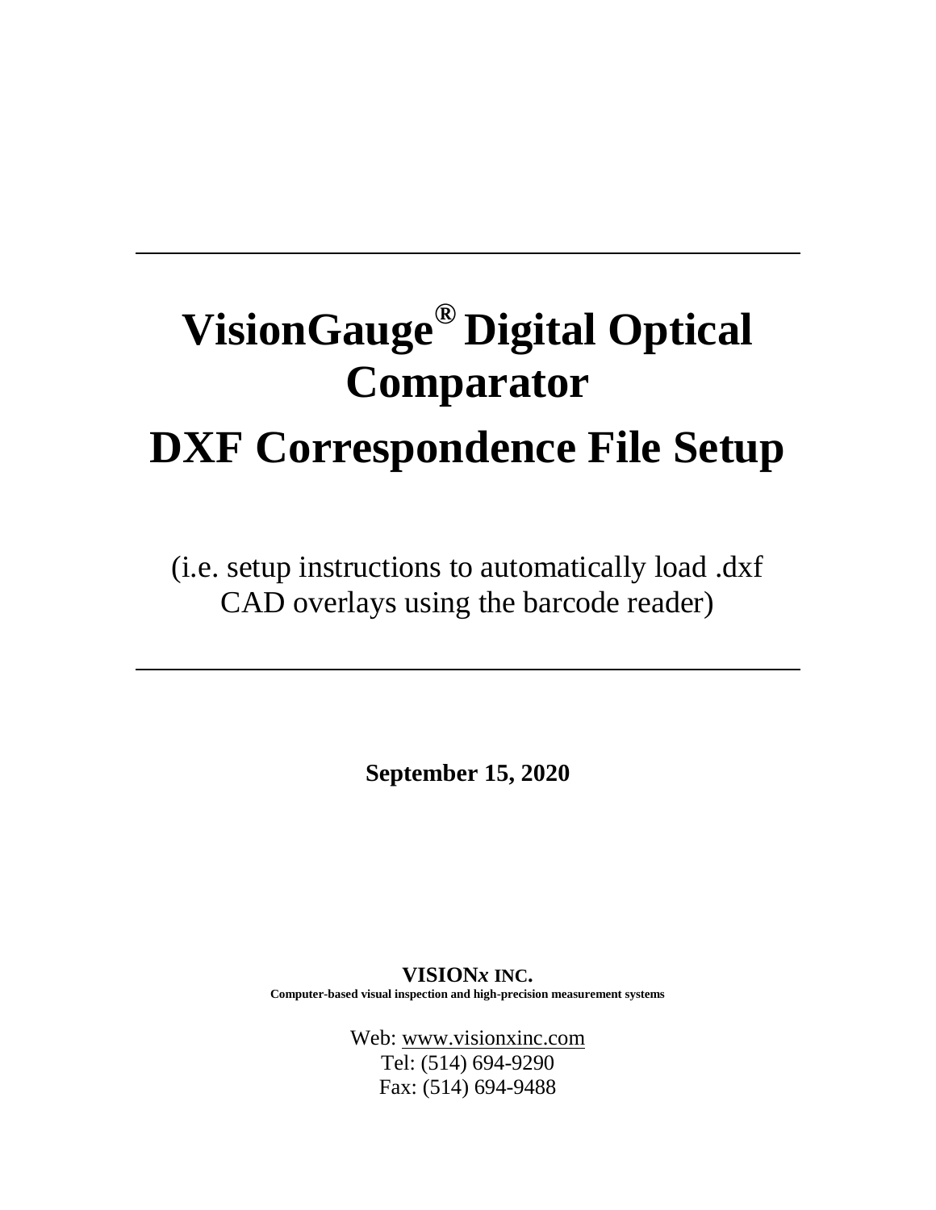---

# VisionGauge® Digital Optical Comparator

# DXF Correspondence File Setup

(i.e. setup instructions to automatically load .dxf CAD overlays using the barcode reader)

---

**September 15, 2020**

**VISION*x* INC.**

**Computer-based visual inspection and high-precision measurement systems**

Web: www.visionxinc.com
Tel: (514) 694-9290
Fax: (514) 694-9488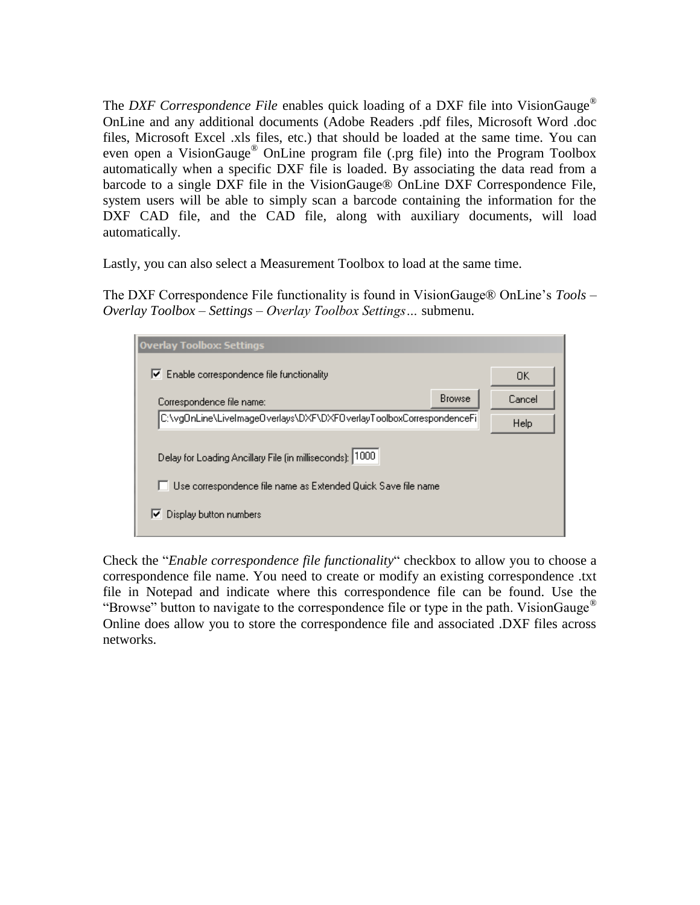The *DXF Correspondence File* enables quick loading of a DXF file into VisionGauge® OnLine and any additional documents (Adobe Readers .pdf files, Microsoft Word .doc files, Microsoft Excel .xls files, etc.) that should be loaded at the same time. You can even open a VisionGauge® OnLine program file (.prg file) into the Program Toolbox automatically when a specific DXF file is loaded. By associating the data read from a barcode to a single DXF file in the VisionGauge® OnLine DXF Correspondence File, system users will be able to simply scan a barcode containing the information for the DXF CAD file, and the CAD file, along with auxiliary documents, will load automatically.

Lastly, you can also select a Measurement Toolbox to load at the same time.

The DXF Correspondence File functionality is found in VisionGauge® OnLine's *Tools – Overlay Toolbox – Settings – Overlay Toolbox Settings…* submenu.

Overlay Toolbox: Settings

- [x] Enable correspondence file functionality

Correspondence file name: [Browse]

C:\vgOnLine\LiveImageOverlays\DXF\DXFOverlayToolboxCorrespondenceFi

Delay for Loading Ancillary File (in milliseconds): 1000

- [ ] Use correspondence file name as Extended Quick Save file name

- [x] Display button numbers

[OK] [Cancel] [Help]

Check the "*Enable correspondence file functionality*" checkbox to allow you to choose a correspondence file name. You need to create or modify an existing correspondence .txt file in Notepad and indicate where this correspondence file can be found. Use the "Browse" button to navigate to the correspondence file or type in the path. VisionGauge® Online does allow you to store the correspondence file and associated .DXF files across networks.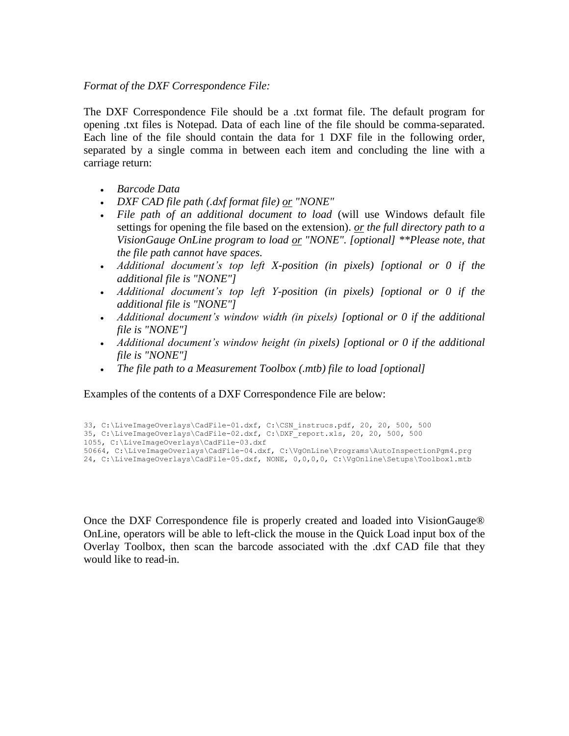*Format of the DXF Correspondence File:*

The DXF Correspondence File should be a .txt format file. The default program for opening .txt files is Notepad. Data of each line of the file should be comma-separated. Each line of the file should contain the data for 1 DXF file in the following order, separated by a single comma in between each item and concluding the line with a carriage return:

- *Barcode Data*
- *DXF CAD file path (.dxf format file) or "NONE"*
- *File path of an additional document to load* (will use Windows default file settings for opening the file based on the extension). *or the full directory path to a VisionGauge OnLine program to load or "NONE". [optional] **Please note, that the file path cannot have spaces.*
- *Additional document's top left X-position (in pixels) [optional or 0 if the additional file is "NONE"]*
- *Additional document's top left Y-position (in pixels) [optional or 0 if the additional file is "NONE"]*
- *Additional document's window width (in pixels) [optional or 0 if the additional file is "NONE"]*
- *Additional document's window height (in pixels) [optional or 0 if the additional file is "NONE"]*
- *The file path to a Measurement Toolbox (.mtb) file to load [optional]*

Examples of the contents of a DXF Correspondence File are below:

```
33, C:\LiveImageOverlays\CadFile-01.dxf, C:\CSN_instrucs.pdf, 20, 20, 500, 500
35, C:\LiveImageOverlays\CadFile-02.dxf, C:\DXF_report.xls, 20, 20, 500, 500
1055, C:\LiveImageOverlays\CadFile-03.dxf
50664, C:\LiveImageOverlays\CadFile-04.dxf, C:\VgOnLine\Programs\AutoInspectionPgm4.prg
24, C:\LiveImageOverlays\CadFile-05.dxf, NONE, 0,0,0,0, C:\VgOnline\Setups\Toolbox1.mtb
```

Once the DXF Correspondence file is properly created and loaded into VisionGauge® OnLine, operators will be able to left-click the mouse in the Quick Load input box of the Overlay Toolbox, then scan the barcode associated with the .dxf CAD file that they would like to read-in.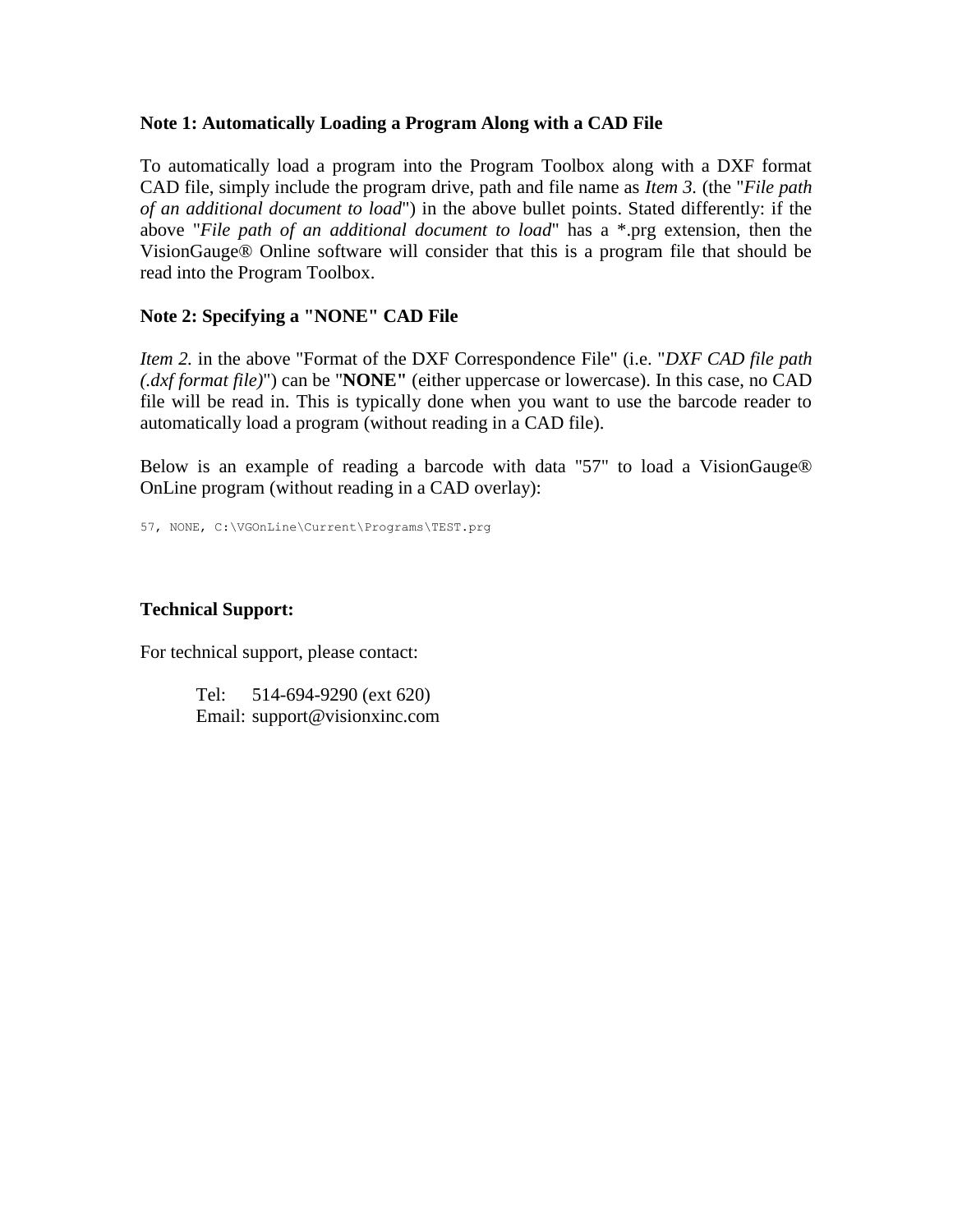### Note 1: Automatically Loading a Program Along with a CAD File

To automatically load a program into the Program Toolbox along with a DXF format CAD file, simply include the program drive, path and file name as *Item 3.* (the "*File path of an additional document to load*") in the above bullet points. Stated differently: if the above "*File path of an additional document to load*" has a *.prg extension, then the VisionGauge® Online software will consider that this is a program file that should be read into the Program Toolbox.

### Note 2: Specifying a "NONE" CAD File

*Item 2.* in the above "Format of the DXF Correspondence File" (i.e. "*DXF CAD file path (.dxf format file)*") can be "**NONE"** (either uppercase or lowercase). In this case, no CAD file will be read in. This is typically done when you want to use the barcode reader to automatically load a program (without reading in a CAD file).

Below is an example of reading a barcode with data "57" to load a VisionGauge® OnLine program (without reading in a CAD overlay):

```
57, NONE, C:\VGOnLine\Current\Programs\TEST.prg
```

### Technical Support:

For technical support, please contact:

Tel: 514-694-9290 (ext 620)
Email: support@visionxinc.com